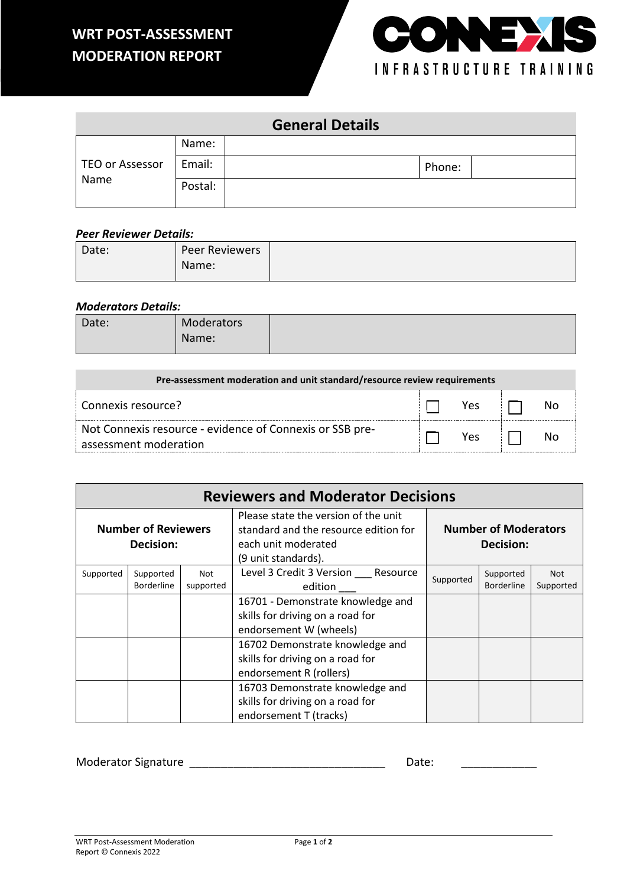# WRT POST-ASSESSMENT MODERATION REPORT

CONNEXIS INFRASTRUCTURE TRAINING

## General Details

| TEO or Assessor Name | Name: | | | |
|---|---|---|---|---|
| | Email: | | Phone: | |
| | Postal: | | | |

***Peer Reviewer Details:***

| Date: | Peer Reviewers Name: | |
|---|---|---|

***Moderators Details:***

| Date: | Moderators Name: | |
|---|---|---|

| Pre-assessment moderation and unit standard/resource review requirements | | |
|---|---|---|
| Connexis resource? | ☐ Yes | ☐ No |
| Not Connexis resource - evidence of Connexis or SSB pre-assessment moderation | ☐ Yes | ☐ No |

| Reviewers and Moderator Decisions | | | | | | |
|---|---|---|---|---|---|---|
| **Number of Reviewers Decision:** | | | Please state the version of the unit standard and the resource edition for each unit moderated (9 unit standards). | **Number of Moderators Decision:** | | |
| Supported | Supported Borderline | Not supported | Level 3 Credit 3 Version ___ Resource edition ___ | Supported | Supported Borderline | Not Supported |
| | | | 16701 - Demonstrate knowledge and skills for driving on a road for endorsement W (wheels) | | | |
| | | | 16702 Demonstrate knowledge and skills for driving on a road for endorsement R (rollers) | | | |
| | | | 16703 Demonstrate knowledge and skills for driving on a road for endorsement T (tracks) | | | |

Moderator Signature ________________________________ Date: ____________

WRT Post-Assessment Moderation Report © Connexis 2022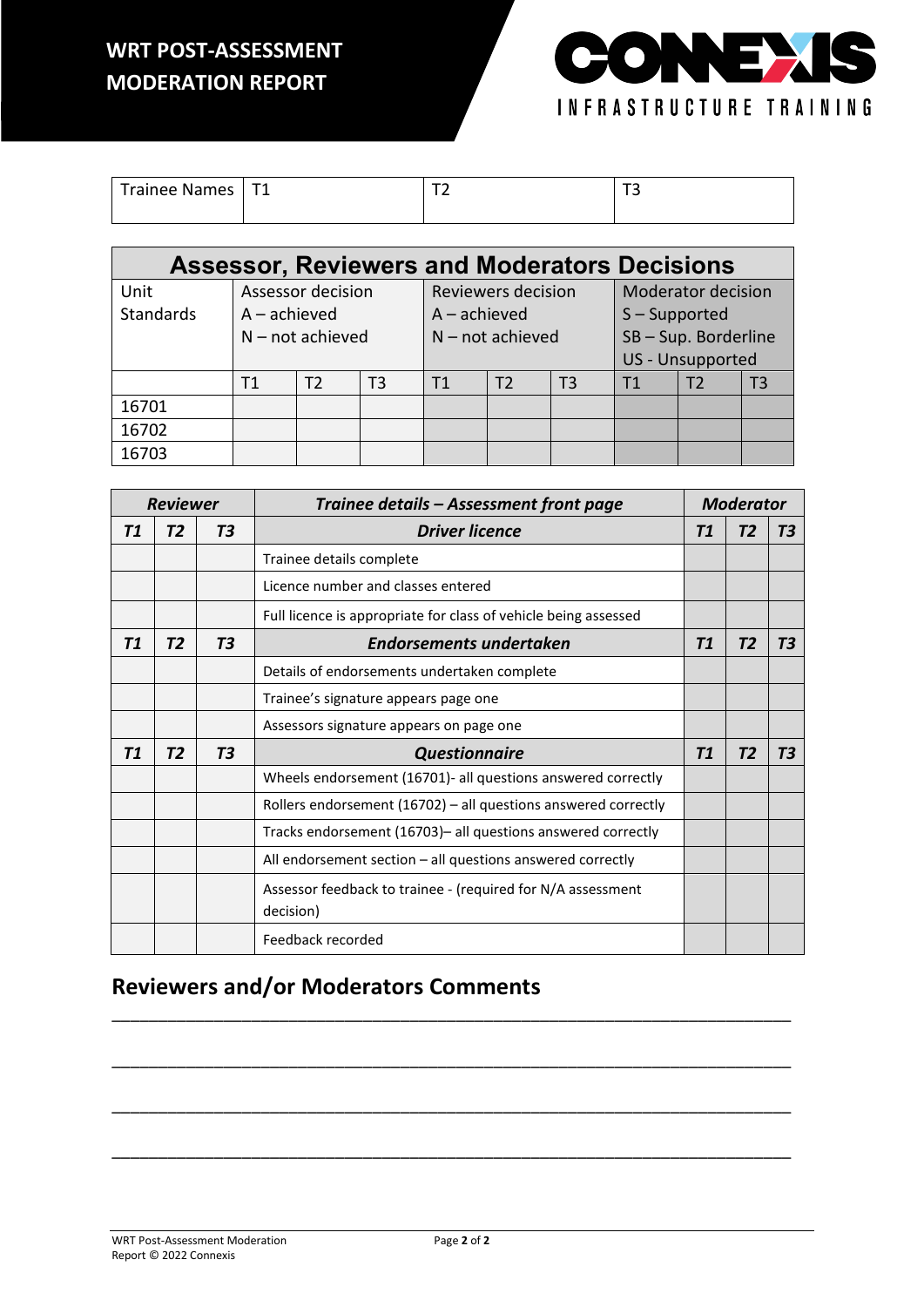# WRT POST-ASSESSMENT MODERATION REPORT

CONNEXIS INFRASTRUCTURE TRAINING

| Trainee Names | T1 | T2 | T3 |
|---|---|---|---|

| Assessor, Reviewers and Moderators Decisions | | | | | | | | | |
|---|---|---|---|---|---|---|---|---|---|
| Unit Standards | Assessor decision<br>A – achieved<br>N – not achieved | | | Reviewers decision<br>A – achieved<br>N – not achieved | | | Moderator decision<br>S – Supported<br>SB – Sup. Borderline<br>US - Unsupported | | |
| | T1 | T2 | T3 | T1 | T2 | T3 | T1 | T2 | T3 |
| 16701 | | | | | | | | | |
| 16702 | | | | | | | | | |
| 16703 | | | | | | | | | |

| *Reviewer* | | | *Trainee details – Assessment front page* | *Moderator* | | |
|---|---|---|---|---|---|---|
| ***T1*** | ***T2*** | ***T3*** | ***Driver licence*** | ***T1*** | ***T2*** | ***T3*** |
| | | | Trainee details complete | | | |
| | | | Licence number and classes entered | | | |
| | | | Full licence is appropriate for class of vehicle being assessed | | | |
| ***T1*** | ***T2*** | ***T3*** | ***Endorsements undertaken*** | ***T1*** | ***T2*** | ***T3*** |
| | | | Details of endorsements undertaken complete | | | |
| | | | Trainee's signature appears page one | | | |
| | | | Assessors signature appears on page one | | | |
| ***T1*** | ***T2*** | ***T3*** | ***Questionnaire*** | ***T1*** | ***T2*** | ***T3*** |
| | | | Wheels endorsement (16701)- all questions answered correctly | | | |
| | | | Rollers endorsement (16702) – all questions answered correctly | | | |
| | | | Tracks endorsement (16703)– all questions answered correctly | | | |
| | | | All endorsement section – all questions answered correctly | | | |
| | | | Assessor feedback to trainee - (required for N/A assessment decision) | | | |
| | | | Feedback recorded | | | |

## Reviewers and/or Moderators Comments

______________________________________________________________________

______________________________________________________________________

______________________________________________________________________

______________________________________________________________________

WRT Post-Assessment Moderation Report © 2022 Connexis